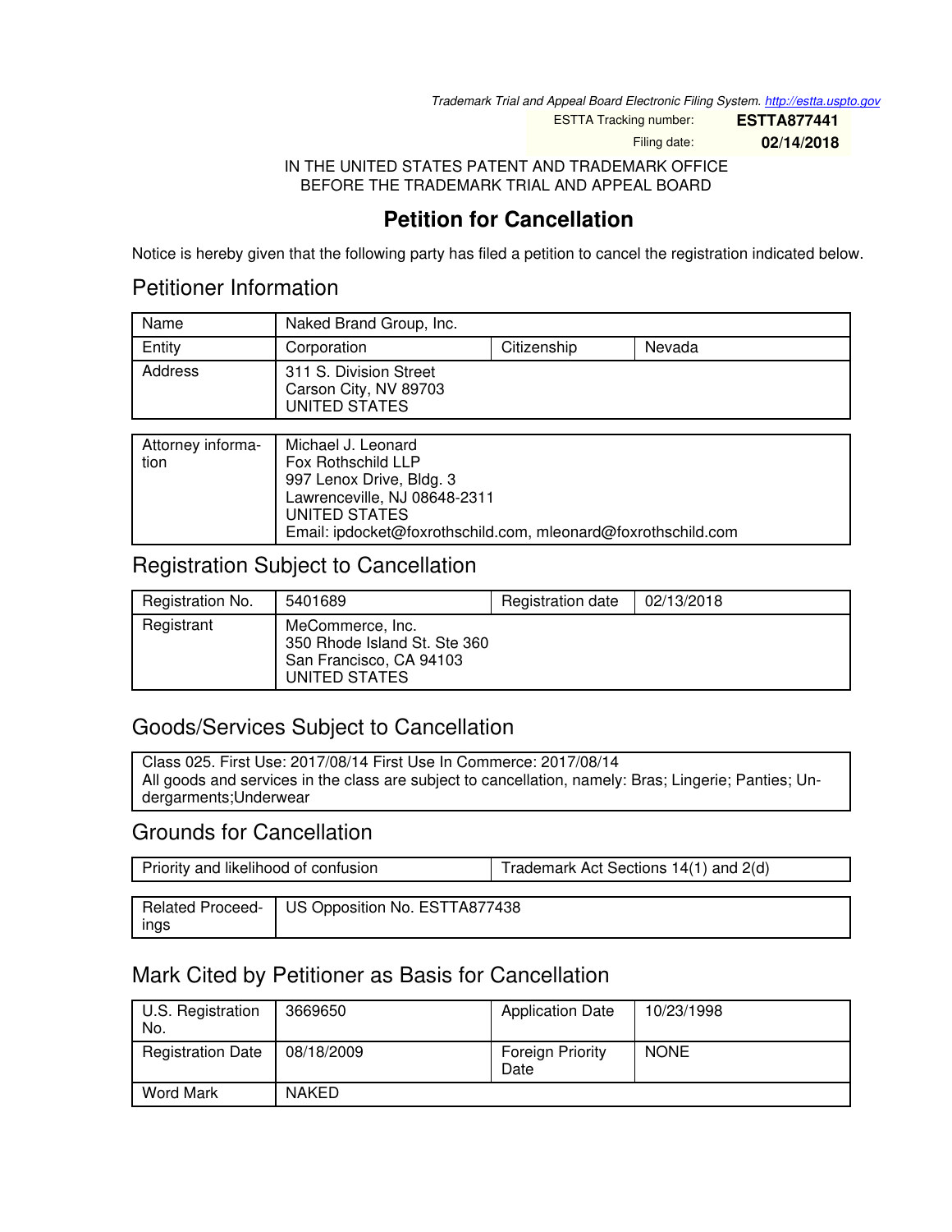Trademark Trial and Appeal Board Electronic Filing System. http://estta.uspto.gov

ESTTA Tracking number: **ESTTA877441**

Filing date: **02/14/2018**

IN THE UNITED STATES PATENT AND TRADEMARK OFFICE
BEFORE THE TRADEMARK TRIAL AND APPEAL BOARD

# Petition for Cancellation

Notice is hereby given that the following party has filed a petition to cancel the registration indicated below.

## Petitioner Information

| Name | Naked Brand Group, Inc. | | |
|---|---|---|---|
| Entity | Corporation | Citizenship | Nevada |
| Address | 311 S. Division Street<br>Carson City, NV 89703<br>UNITED STATES | | |

| Attorney information | Michael J. Leonard<br>Fox Rothschild LLP<br>997 Lenox Drive, Bldg. 3<br>Lawrenceville, NJ 08648-2311<br>UNITED STATES<br>Email: ipdocket@foxrothschild.com, mleonard@foxrothschild.com |
|---|---|

## Registration Subject to Cancellation

| Registration No. | 5401689 | Registration date | 02/13/2018 |
|---|---|---|---|
| Registrant | MeCommerce, Inc.<br>350 Rhode Island St. Ste 360<br>San Francisco, CA 94103<br>UNITED STATES | | |

## Goods/Services Subject to Cancellation

Class 025. First Use: 2017/08/14 First Use In Commerce: 2017/08/14
All goods and services in the class are subject to cancellation, namely: Bras; Lingerie; Panties; Undergarments;Underwear

## Grounds for Cancellation

| Priority and likelihood of confusion | Trademark Act Sections 14(1) and 2(d) |
|---|---|

| Related Proceedings | US Opposition No. ESTTA877438 |
|---|---|

## Mark Cited by Petitioner as Basis for Cancellation

| U.S. Registration No. | 3669650 | Application Date | 10/23/1998 |
|---|---|---|---|
| Registration Date | 08/18/2009 | Foreign Priority Date | NONE |
| Word Mark | NAKED | | |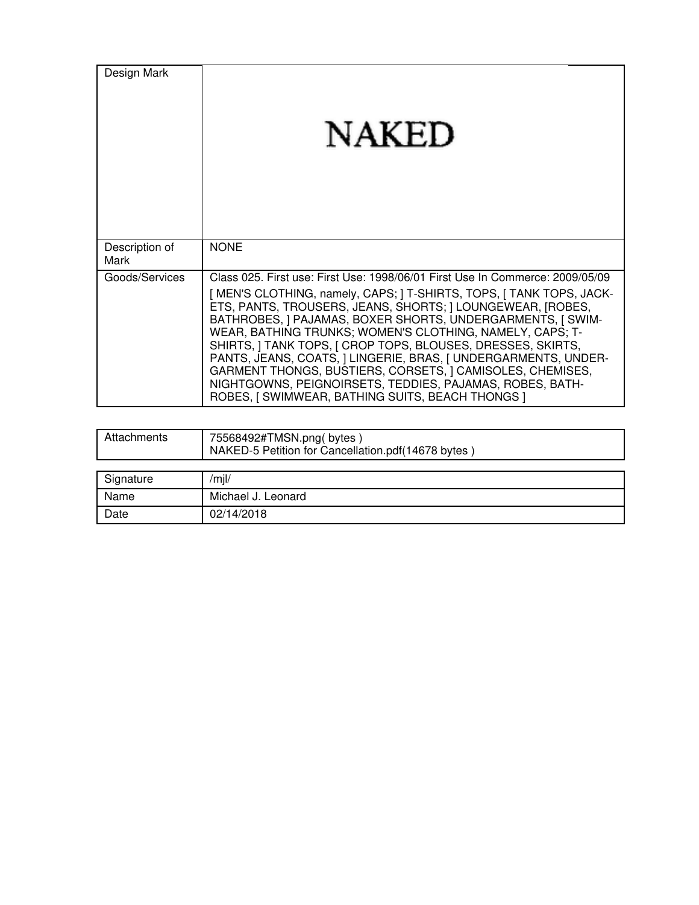| Design Mark | NAKED |
|---|---|
| Description of Mark | NONE |
| Goods/Services | Class 025. First use: First Use: 1998/06/01 First Use In Commerce: 2009/05/09<br>[ MEN'S CLOTHING, namely, CAPS; ] T-SHIRTS, TOPS, [ TANK TOPS, JACKETS, PANTS, TROUSERS, JEANS, SHORTS; ] LOUNGEWEAR, [ROBES, BATHROBES, ] PAJAMAS, BOXER SHORTS, UNDERGARMENTS, [ SWIMWEAR, BATHING TRUNKS; WOMEN'S CLOTHING, NAMELY, CAPS; T-SHIRTS, ] TANK TOPS, [ CROP TOPS, BLOUSES, DRESSES, SKIRTS, PANTS, JEANS, COATS, ] LINGERIE, BRAS, [ UNDERGARMENTS, UNDERGARMENT THONGS, BUSTIERS, CORSETS, ] CAMISOLES, CHEMISES, NIGHTGOWNS, PEIGNOIRSETS, TEDDIES, PAJAMAS, ROBES, BATHROBES, [ SWIMWEAR, BATHING SUITS, BEACH THONGS ] |

| Attachments | 75568492#TMSN.png( bytes )<br>NAKED-5 Petition for Cancellation.pdf(14678 bytes ) |
|---|---|

| Signature | /mjl/ |
|---|---|
| Name | Michael J. Leonard |
| Date | 02/14/2018 |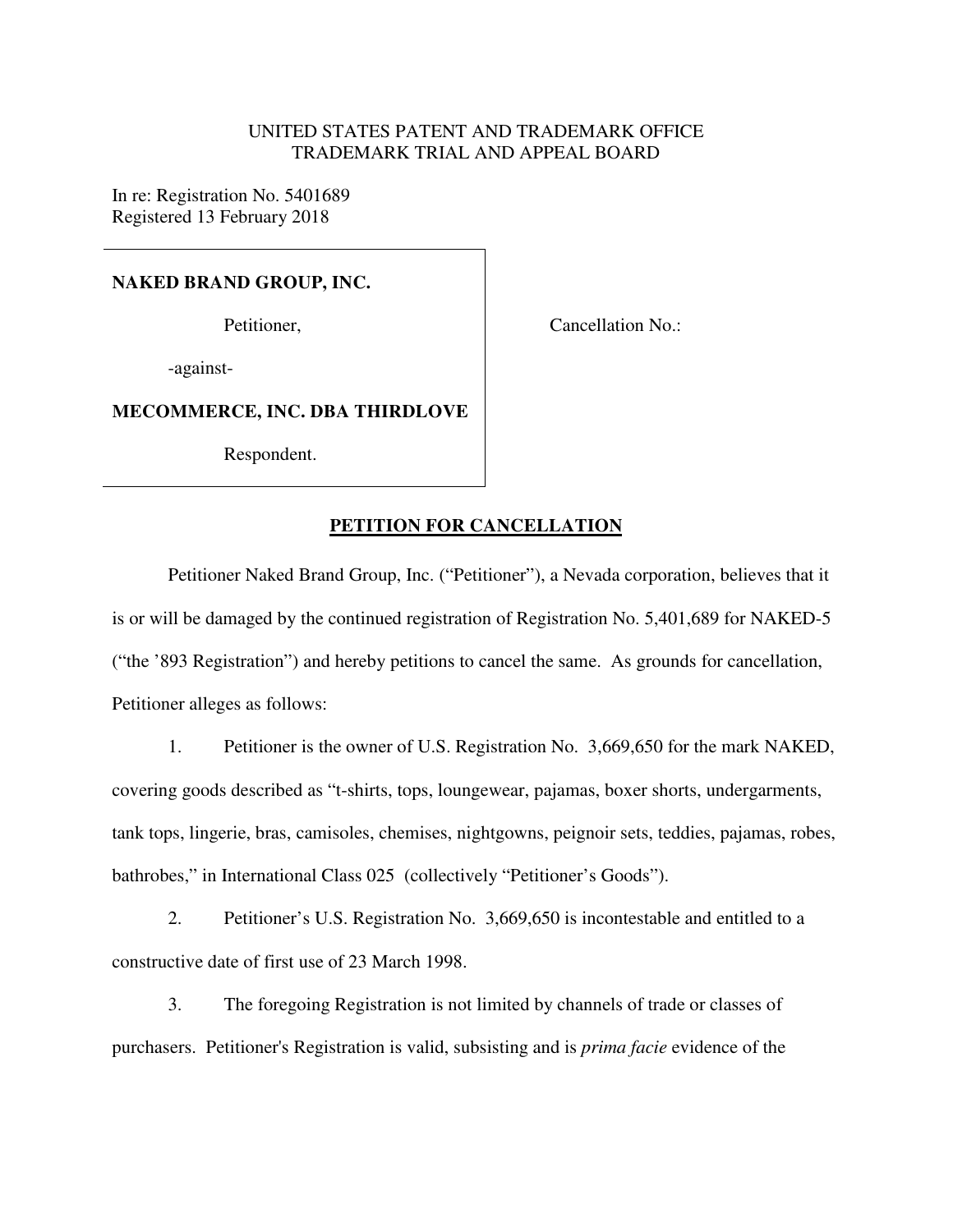UNITED STATES PATENT AND TRADEMARK OFFICE
TRADEMARK TRIAL AND APPEAL BOARD

In re: Registration No. 5401689
Registered 13 February 2018

| | |
|---|---|
| **NAKED BRAND GROUP, INC.**<br><br>Petitioner,<br><br>-against-<br><br>**MECOMMERCE, INC. DBA THIRDLOVE**<br><br>Respondent. | Cancellation No.: |

**PETITION FOR CANCELLATION**

Petitioner Naked Brand Group, Inc. ("Petitioner"), a Nevada corporation, believes that it is or will be damaged by the continued registration of Registration No. 5,401,689 for NAKED-5 ("the '893 Registration") and hereby petitions to cancel the same. As grounds for cancellation, Petitioner alleges as follows:

1. Petitioner is the owner of U.S. Registration No. 3,669,650 for the mark NAKED, covering goods described as "t-shirts, tops, loungewear, pajamas, boxer shorts, undergarments, tank tops, lingerie, bras, camisoles, chemises, nightgowns, peignoir sets, teddies, pajamas, robes, bathrobes," in International Class 025 (collectively "Petitioner's Goods").

2. Petitioner's U.S. Registration No. 3,669,650 is incontestable and entitled to a constructive date of first use of 23 March 1998.

3. The foregoing Registration is not limited by channels of trade or classes of purchasers. Petitioner's Registration is valid, subsisting and is *prima facie* evidence of the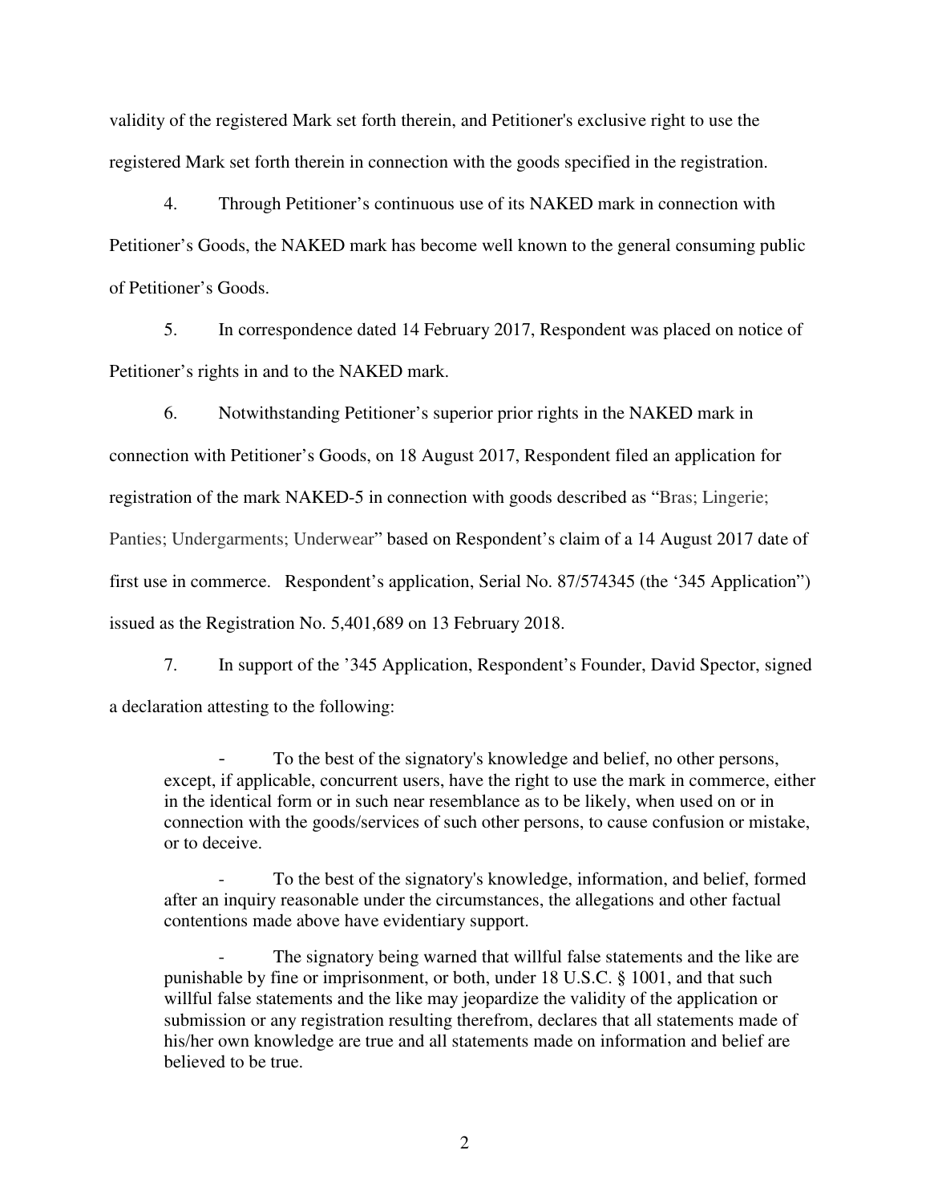validity of the registered Mark set forth therein, and Petitioner's exclusive right to use the registered Mark set forth therein in connection with the goods specified in the registration.

4. Through Petitioner's continuous use of its NAKED mark in connection with Petitioner's Goods, the NAKED mark has become well known to the general consuming public of Petitioner's Goods.

5. In correspondence dated 14 February 2017, Respondent was placed on notice of Petitioner's rights in and to the NAKED mark.

6. Notwithstanding Petitioner's superior prior rights in the NAKED mark in connection with Petitioner's Goods, on 18 August 2017, Respondent filed an application for registration of the mark NAKED-5 in connection with goods described as "Bras; Lingerie; Panties; Undergarments; Underwear" based on Respondent's claim of a 14 August 2017 date of first use in commerce. Respondent's application, Serial No. 87/574345 (the '345 Application") issued as the Registration No. 5,401,689 on 13 February 2018.

7. In support of the '345 Application, Respondent's Founder, David Spector, signed a declaration attesting to the following:

> - To the best of the signatory's knowledge and belief, no other persons, except, if applicable, concurrent users, have the right to use the mark in commerce, either in the identical form or in such near resemblance as to be likely, when used on or in connection with the goods/services of such other persons, to cause confusion or mistake, or to deceive.
>
> - To the best of the signatory's knowledge, information, and belief, formed after an inquiry reasonable under the circumstances, the allegations and other factual contentions made above have evidentiary support.
>
> - The signatory being warned that willful false statements and the like are punishable by fine or imprisonment, or both, under 18 U.S.C. § 1001, and that such willful false statements and the like may jeopardize the validity of the application or submission or any registration resulting therefrom, declares that all statements made of his/her own knowledge are true and all statements made on information and belief are believed to be true.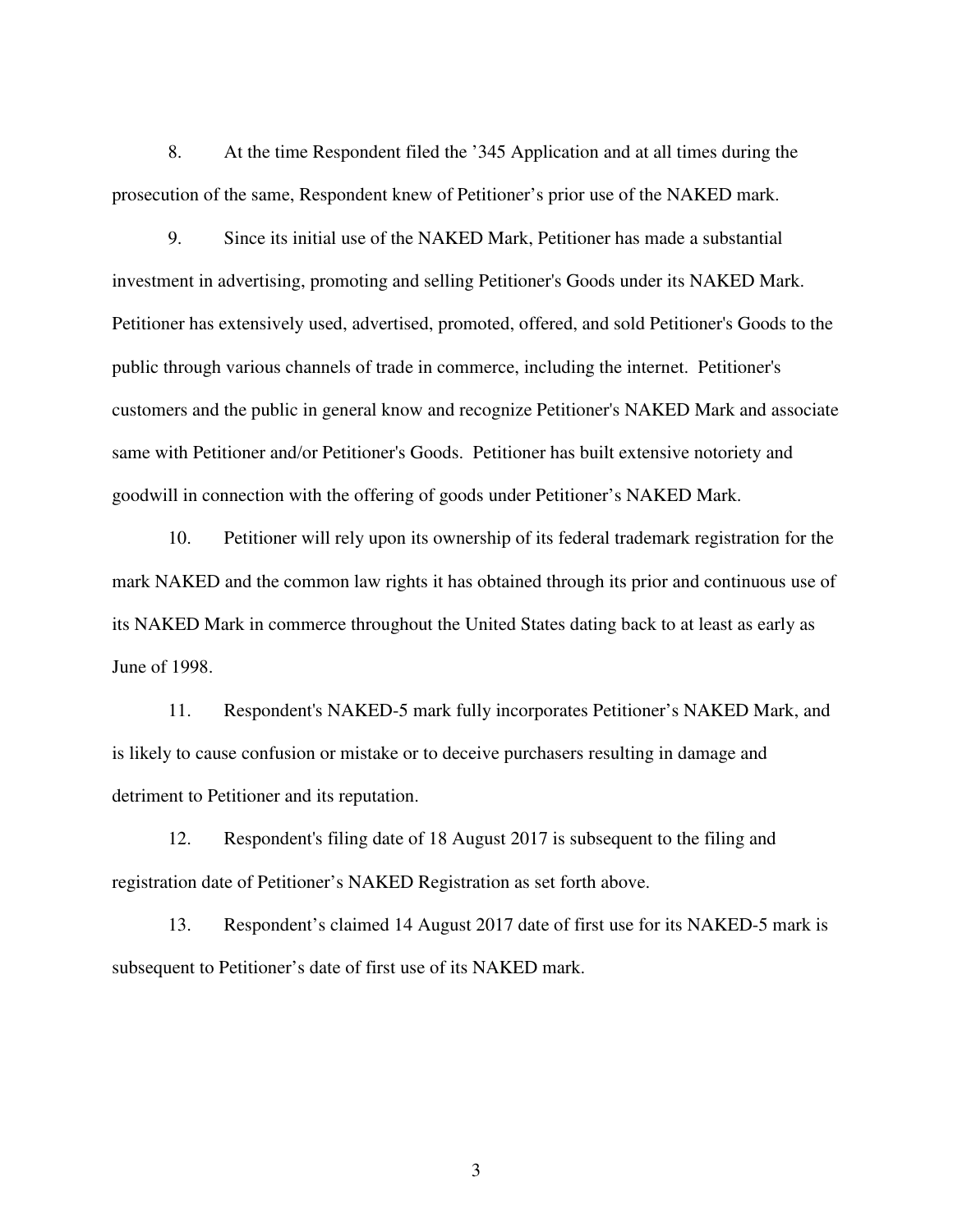8. At the time Respondent filed the ’345 Application and at all times during the prosecution of the same, Respondent knew of Petitioner’s prior use of the NAKED mark.

9. Since its initial use of the NAKED Mark, Petitioner has made a substantial investment in advertising, promoting and selling Petitioner's Goods under its NAKED Mark. Petitioner has extensively used, advertised, promoted, offered, and sold Petitioner's Goods to the public through various channels of trade in commerce, including the internet. Petitioner's customers and the public in general know and recognize Petitioner's NAKED Mark and associate same with Petitioner and/or Petitioner's Goods. Petitioner has built extensive notoriety and goodwill in connection with the offering of goods under Petitioner’s NAKED Mark.

10. Petitioner will rely upon its ownership of its federal trademark registration for the mark NAKED and the common law rights it has obtained through its prior and continuous use of its NAKED Mark in commerce throughout the United States dating back to at least as early as June of 1998.

11. Respondent's NAKED-5 mark fully incorporates Petitioner’s NAKED Mark, and is likely to cause confusion or mistake or to deceive purchasers resulting in damage and detriment to Petitioner and its reputation.

12. Respondent's filing date of 18 August 2017 is subsequent to the filing and registration date of Petitioner’s NAKED Registration as set forth above.

13. Respondent’s claimed 14 August 2017 date of first use for its NAKED-5 mark is subsequent to Petitioner’s date of first use of its NAKED mark.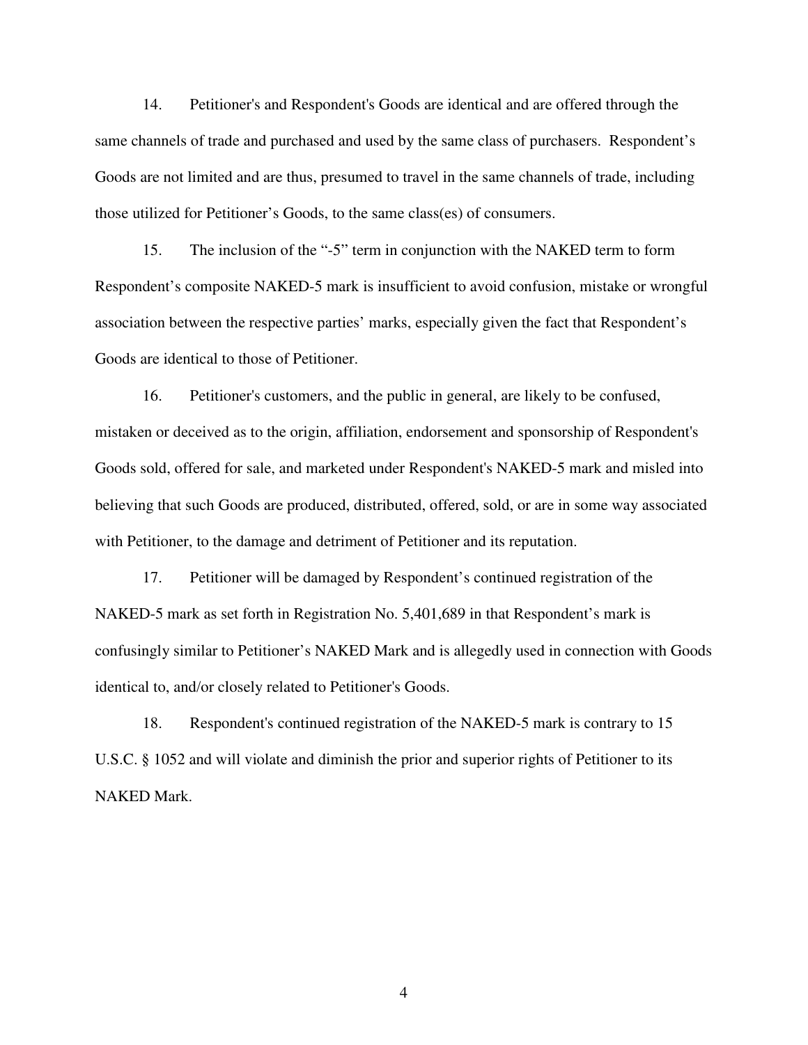14. Petitioner's and Respondent's Goods are identical and are offered through the same channels of trade and purchased and used by the same class of purchasers. Respondent's Goods are not limited and are thus, presumed to travel in the same channels of trade, including those utilized for Petitioner's Goods, to the same class(es) of consumers.

15. The inclusion of the "-5" term in conjunction with the NAKED term to form Respondent's composite NAKED-5 mark is insufficient to avoid confusion, mistake or wrongful association between the respective parties' marks, especially given the fact that Respondent's Goods are identical to those of Petitioner.

16. Petitioner's customers, and the public in general, are likely to be confused, mistaken or deceived as to the origin, affiliation, endorsement and sponsorship of Respondent's Goods sold, offered for sale, and marketed under Respondent's NAKED-5 mark and misled into believing that such Goods are produced, distributed, offered, sold, or are in some way associated with Petitioner, to the damage and detriment of Petitioner and its reputation.

17. Petitioner will be damaged by Respondent's continued registration of the NAKED-5 mark as set forth in Registration No. 5,401,689 in that Respondent's mark is confusingly similar to Petitioner's NAKED Mark and is allegedly used in connection with Goods identical to, and/or closely related to Petitioner's Goods.

18. Respondent's continued registration of the NAKED-5 mark is contrary to 15 U.S.C. § 1052 and will violate and diminish the prior and superior rights of Petitioner to its NAKED Mark.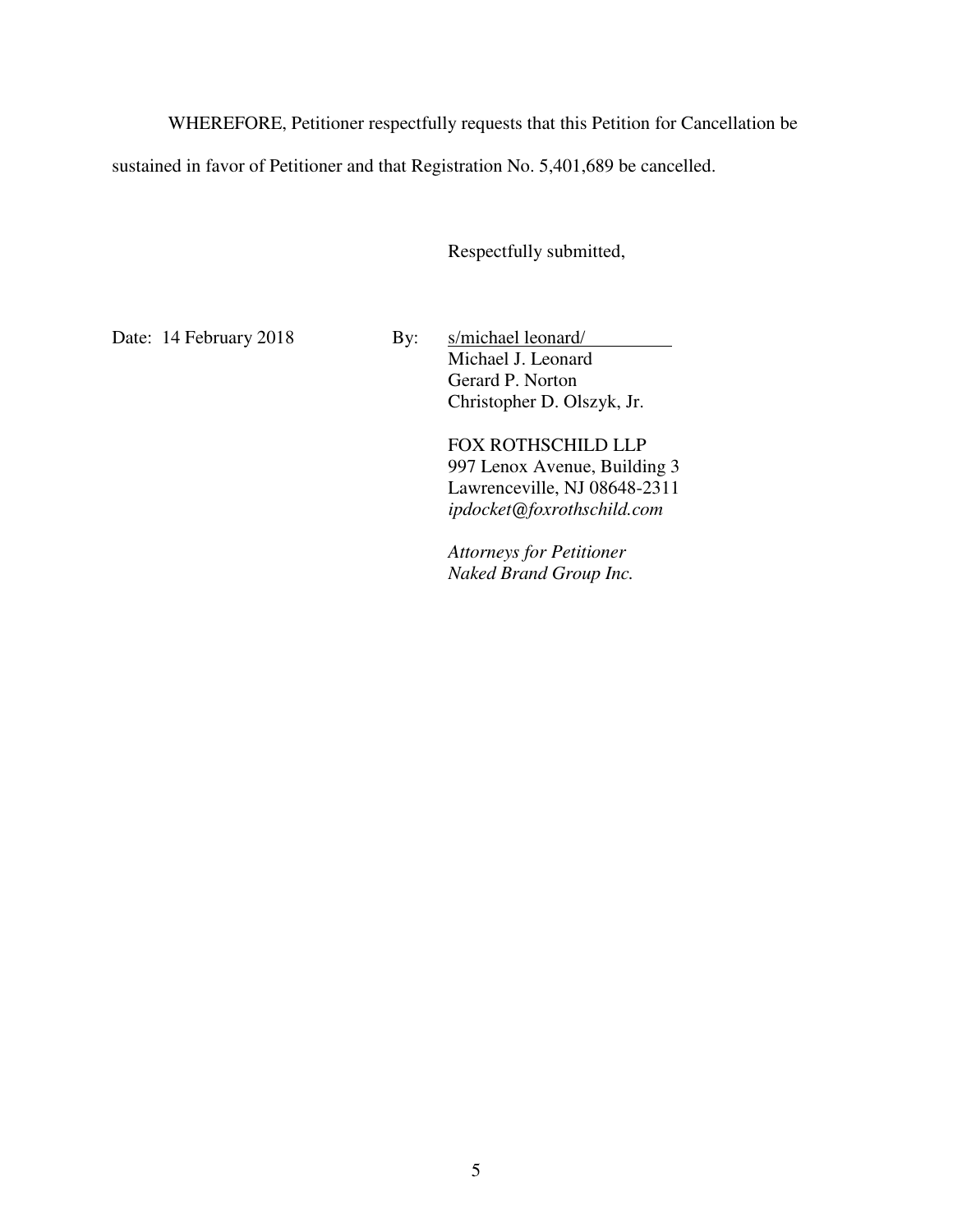WHEREFORE, Petitioner respectfully requests that this Petition for Cancellation be sustained in favor of Petitioner and that Registration No. 5,401,689 be cancelled.

Respectfully submitted,

Date: 14 February 2018

By: s/michael leonard/
Michael J. Leonard
Gerard P. Norton
Christopher D. Olszyk, Jr.

FOX ROTHSCHILD LLP
997 Lenox Avenue, Building 3
Lawrenceville, NJ 08648-2311
*ipdocket@foxrothschild.com*

*Attorneys for Petitioner*
*Naked Brand Group Inc.*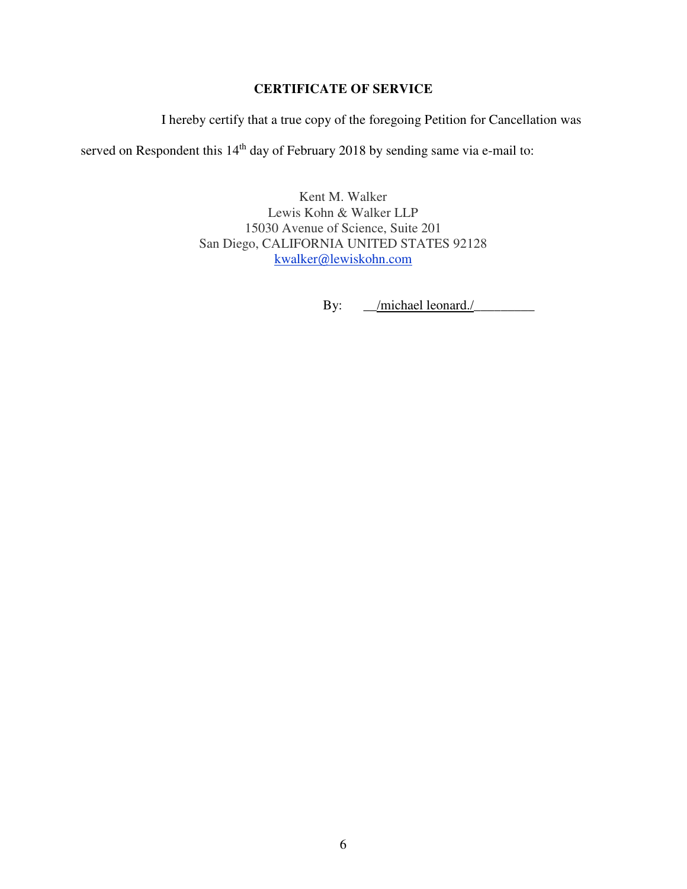## CERTIFICATE OF SERVICE

I hereby certify that a true copy of the foregoing Petition for Cancellation was served on Respondent this 14th day of February 2018 by sending same via e-mail to:

Kent M. Walker
Lewis Kohn & Walker LLP
15030 Avenue of Science, Suite 201
San Diego, CALIFORNIA UNITED STATES 92128
kwalker@lewiskohn.com

By: __/michael leonard./_________